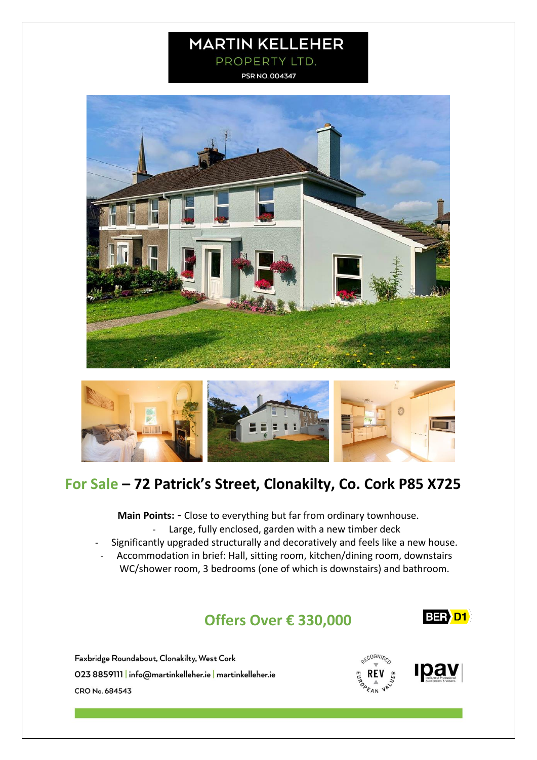# MARTIN KELLEHER

PROPERTY LTD.

PSR NO. 004347

## For Sale – 72 Patrick's Street, Clonakilty, Co. Cork P85 X725

**Main Points:** - Close to everything but far from ordinary townhouse.

- Large, fully enclosed, garden with a new timber deck
- Significantly upgraded structurally and decoratively and feels like a new house.
- Accommodation in brief: Hall, sitting room, kitchen/dining room, downstairs WC/shower room, 3 bedrooms (one of which is downstairs) and bathroom.

## Offers Over € 330,000

BER D1

Faxbridge Roundabout, Clonakilty, West Cork

023 8859111 | info@martinkelleher.ie | martinkelleher.ie

CRO No. 684543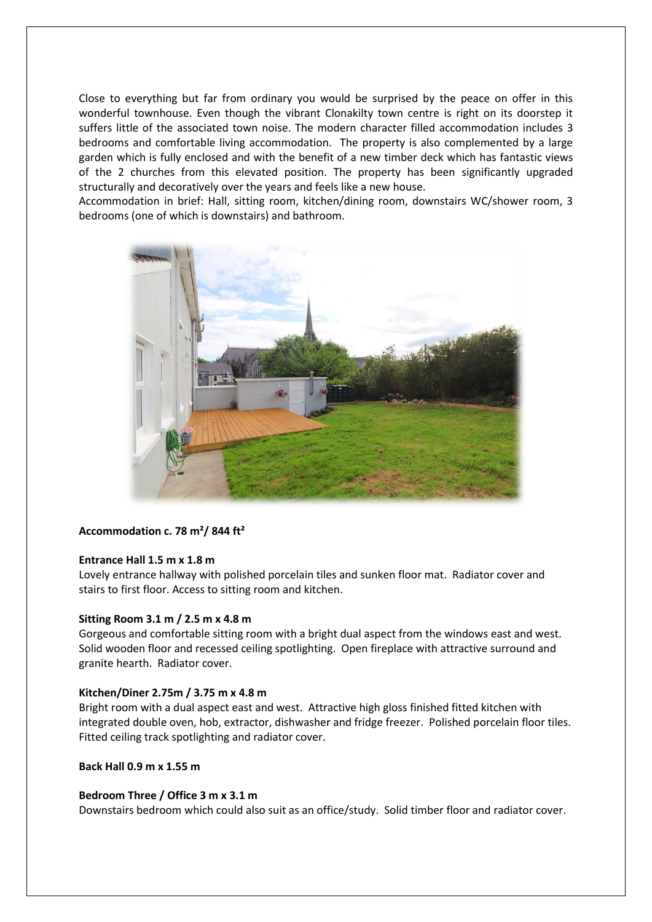Close to everything but far from ordinary you would be surprised by the peace on offer in this wonderful townhouse. Even though the vibrant Clonakilty town centre is right on its doorstep it suffers little of the associated town noise. The modern character filled accommodation includes 3 bedrooms and comfortable living accommodation. The property is also complemented by a large garden which is fully enclosed and with the benefit of a new timber deck which has fantastic views of the 2 churches from this elevated position. The property has been significantly upgraded structurally and decoratively over the years and feels like a new house.

Accommodation in brief: Hall, sitting room, kitchen/dining room, downstairs WC/shower room, 3 bedrooms (one of which is downstairs) and bathroom.

**Accommodation c. 78 m²/ 844 ft²**

**Entrance Hall 1.5 m x 1.8 m**

Lovely entrance hallway with polished porcelain tiles and sunken floor mat. Radiator cover and stairs to first floor. Access to sitting room and kitchen.

**Sitting Room 3.1 m / 2.5 m x 4.8 m**

Gorgeous and comfortable sitting room with a bright dual aspect from the windows east and west. Solid wooden floor and recessed ceiling spotlighting. Open fireplace with attractive surround and granite hearth. Radiator cover.

**Kitchen/Diner 2.75m / 3.75 m x 4.8 m**

Bright room with a dual aspect east and west. Attractive high gloss finished fitted kitchen with integrated double oven, hob, extractor, dishwasher and fridge freezer. Polished porcelain floor tiles. Fitted ceiling track spotlighting and radiator cover.

**Back Hall 0.9 m x 1.55 m**

**Bedroom Three / Office 3 m x 3.1 m**

Downstairs bedroom which could also suit as an office/study. Solid timber floor and radiator cover.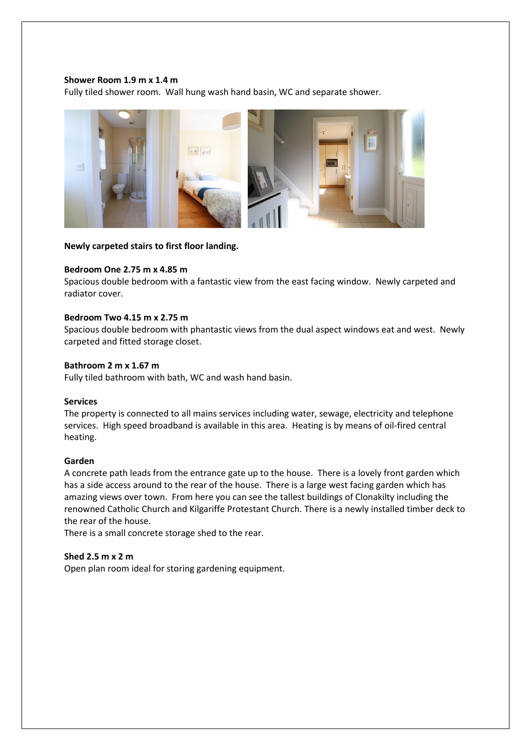**Shower Room 1.9 m x 1.4 m**
Fully tiled shower room. Wall hung wash hand basin, WC and separate shower.

**Newly carpeted stairs to first floor landing.**

**Bedroom One 2.75 m x 4.85 m**
Spacious double bedroom with a fantastic view from the east facing window. Newly carpeted and radiator cover.

**Bedroom Two 4.15 m x 2.75 m**
Spacious double bedroom with phantastic views from the dual aspect windows eat and west. Newly carpeted and fitted storage closet.

**Bathroom 2 m x 1.67 m**
Fully tiled bathroom with bath, WC and wash hand basin.

**Services**
The property is connected to all mains services including water, sewage, electricity and telephone services. High speed broadband is available in this area. Heating is by means of oil-fired central heating.

**Garden**
A concrete path leads from the entrance gate up to the house. There is a lovely front garden which has a side access around to the rear of the house. There is a large west facing garden which has amazing views over town. From here you can see the tallest buildings of Clonakilty including the renowned Catholic Church and Kilgariffe Protestant Church. There is a newly installed timber deck to the rear of the house.
There is a small concrete storage shed to the rear.

**Shed 2.5 m x 2 m**
Open plan room ideal for storing gardening equipment.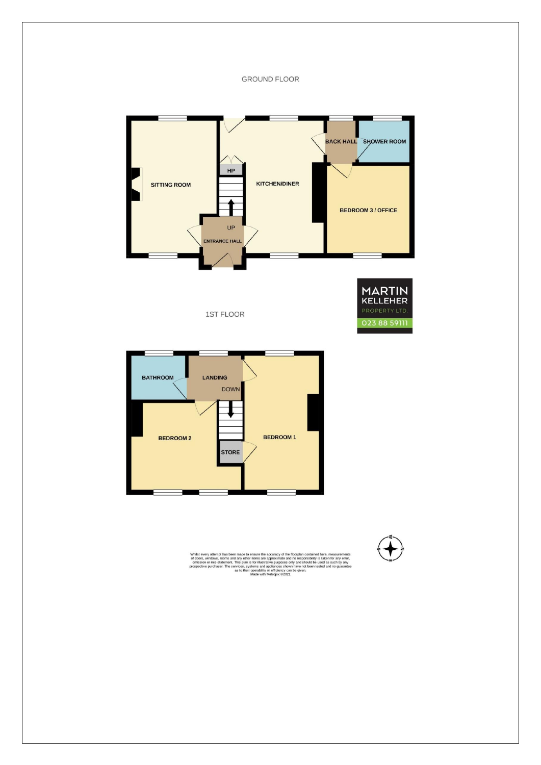GROUND FLOOR

SITTING ROOM

HP

KITCHEN/DINER

BACK HALL

SHOWER ROOM

BEDROOM 3 / OFFICE

UP

ENTRANCE HALL

MARTIN KELLEHER PROPERTY LTD.

023 88 59111

1ST FLOOR

BATHROOM

LANDING

DOWN

BEDROOM 2

STORE

BEDROOM 1

Whilst every attempt has been made to ensure the accuracy of the floorplan contained here, measurements of doors, windows, rooms and any other items are approximate and no responsibility is taken for any error, omission or mis-statement. This plan is for illustrative purposes only and should be used as such by any prospective purchaser. The services, systems and appliances shown have not been tested and no guarantee as to their operability or efficiency can be given.
Made with Metropix ©2021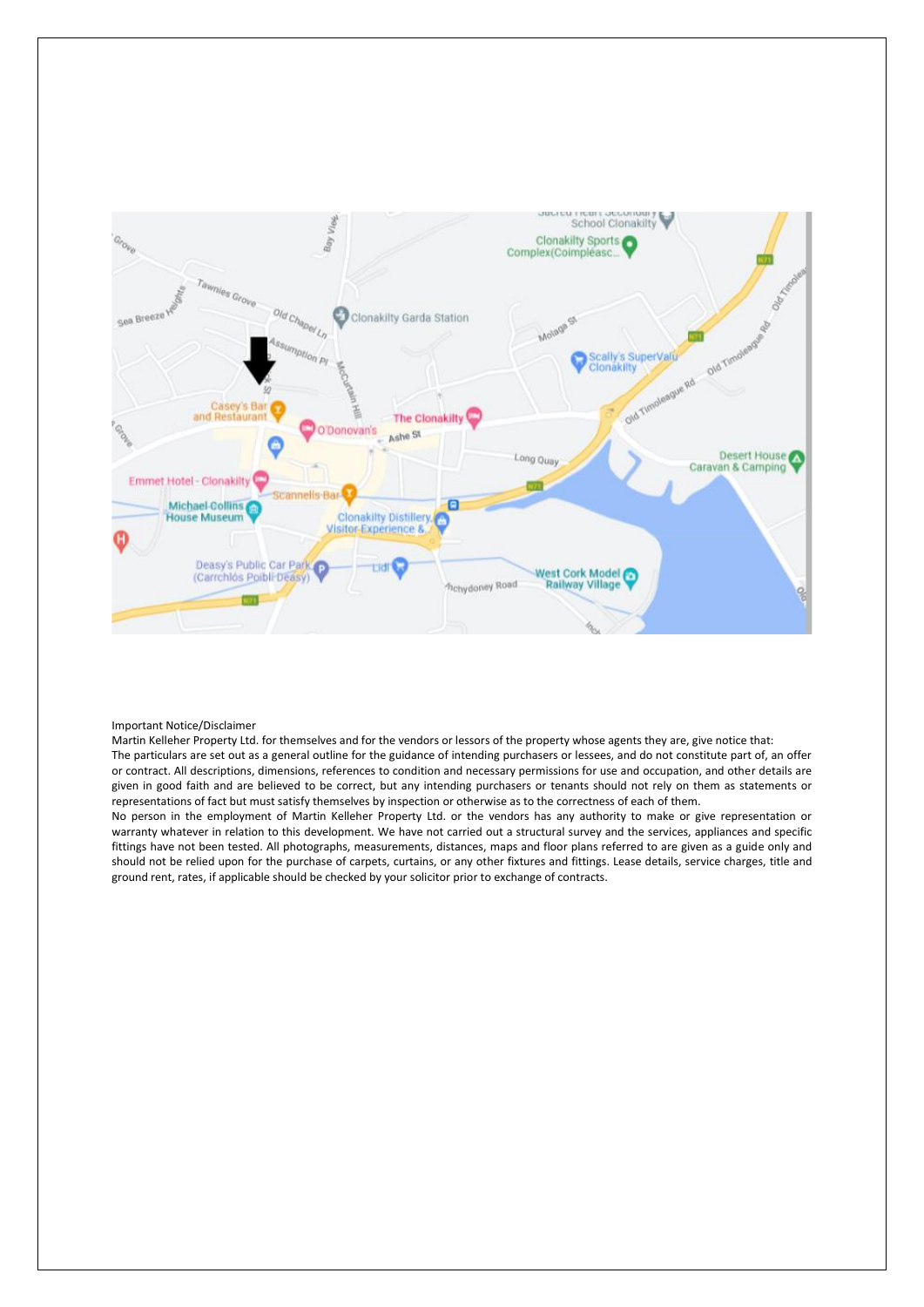Important Notice/Disclaimer

Martin Kelleher Property Ltd. for themselves and for the vendors or lessors of the property whose agents they are, give notice that:

The particulars are set out as a general outline for the guidance of intending purchasers or lessees, and do not constitute part of, an offer or contract. All descriptions, dimensions, references to condition and necessary permissions for use and occupation, and other details are given in good faith and are believed to be correct, but any intending purchasers or tenants should not rely on them as statements or representations of fact but must satisfy themselves by inspection or otherwise as to the correctness of each of them.

No person in the employment of Martin Kelleher Property Ltd. or the vendors has any authority to make or give representation or warranty whatever in relation to this development. We have not carried out a structural survey and the services, appliances and specific fittings have not been tested. All photographs, measurements, distances, maps and floor plans referred to are given as a guide only and should not be relied upon for the purchase of carpets, curtains, or any other fixtures and fittings. Lease details, service charges, title and ground rent, rates, if applicable should be checked by your solicitor prior to exchange of contracts.